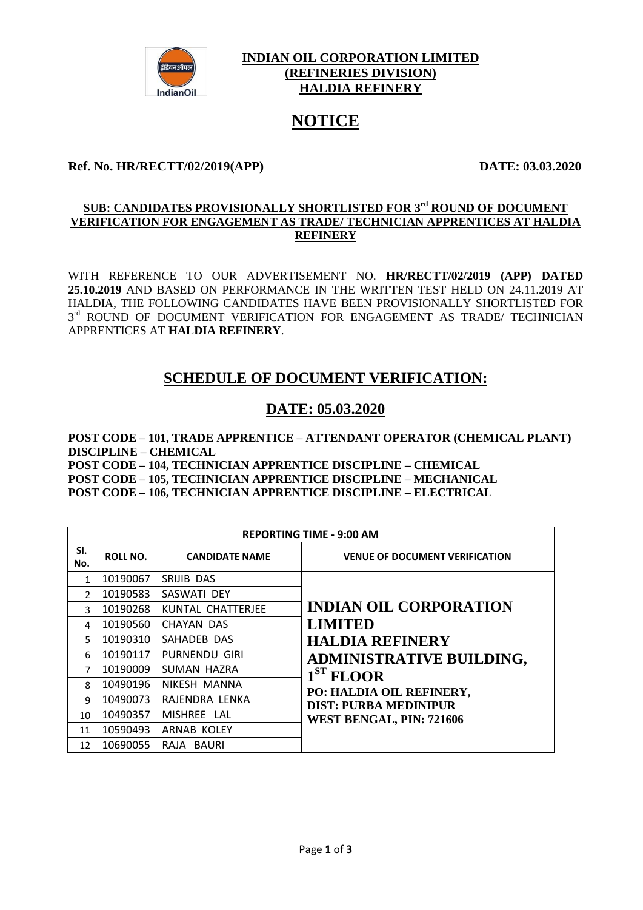**INDIAN OIL CORPORATION LIMITED**
**(REFINERIES DIVISION)**
**HALDIA REFINERY**

# NOTICE

**Ref. No. HR/RECTT/02/2019(APP)** **DATE: 03.03.2020**

**SUB: CANDIDATES PROVISIONALLY SHORTLISTED FOR 3rd ROUND OF DOCUMENT VERIFICATION FOR ENGAGEMENT AS TRADE/ TECHNICIAN APPRENTICES AT HALDIA REFINERY**

WITH REFERENCE TO OUR ADVERTISEMENT NO. **HR/RECTT/02/2019 (APP) DATED 25.10.2019** AND BASED ON PERFORMANCE IN THE WRITTEN TEST HELD ON 24.11.2019 AT HALDIA, THE FOLLOWING CANDIDATES HAVE BEEN PROVISIONALLY SHORTLISTED FOR 3rd ROUND OF DOCUMENT VERIFICATION FOR ENGAGEMENT AS TRADE/ TECHNICIAN APPRENTICES AT **HALDIA REFINERY**.

## SCHEDULE OF DOCUMENT VERIFICATION:

## DATE: 05.03.2020

**POST CODE – 101, TRADE APPRENTICE – ATTENDANT OPERATOR (CHEMICAL PLANT) DISCIPLINE – CHEMICAL**
**POST CODE – 104, TECHNICIAN APPRENTICE DISCIPLINE – CHEMICAL**
**POST CODE – 105, TECHNICIAN APPRENTICE DISCIPLINE – MECHANICAL**
**POST CODE – 106, TECHNICIAN APPRENTICE DISCIPLINE – ELECTRICAL**

| REPORTING TIME - 9:00 AM | | | |
|---|---|---|---|
| **Sl. No.** | **ROLL NO.** | **CANDIDATE NAME** | **VENUE OF DOCUMENT VERIFICATION** |
| 1 | 10190067 | SRIJIB DAS | **INDIAN OIL CORPORATION LIMITED HALDIA REFINERY ADMINISTRATIVE BUILDING, 1ST FLOOR** **PO: HALDIA OIL REFINERY, DIST: PURBA MEDINIPUR WEST BENGAL, PIN: 721606** |
| 2 | 10190583 | SASWATI DEY | |
| 3 | 10190268 | KUNTAL CHATTERJEE | |
| 4 | 10190560 | CHAYAN DAS | |
| 5 | 10190310 | SAHADEB DAS | |
| 6 | 10190117 | PURNENDU GIRI | |
| 7 | 10190009 | SUMAN HAZRA | |
| 8 | 10490196 | NIKESH MANNA | |
| 9 | 10490073 | RAJENDRA LENKA | |
| 10 | 10490357 | MISHREE LAL | |
| 11 | 10590493 | ARNAB KOLEY | |
| 12 | 10690055 | RAJA BAURI | |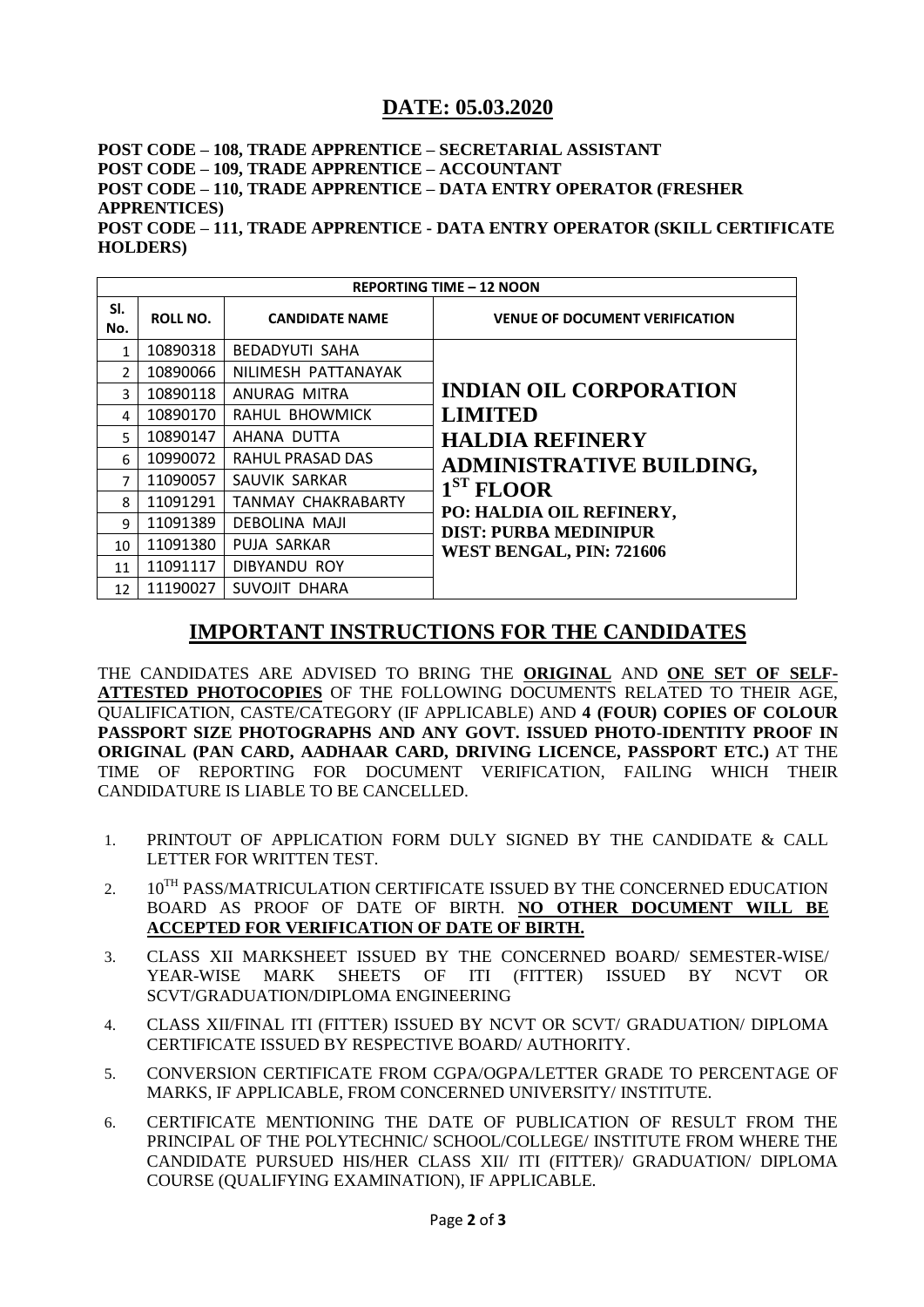## DATE: 05.03.2020

**POST CODE – 108, TRADE APPRENTICE – SECRETARIAL ASSISTANT**
**POST CODE – 109, TRADE APPRENTICE – ACCOUNTANT**
**POST CODE – 110, TRADE APPRENTICE – DATA ENTRY OPERATOR (FRESHER APPRENTICES)**
**POST CODE – 111, TRADE APPRENTICE - DATA ENTRY OPERATOR (SKILL CERTIFICATE HOLDERS)**

| REPORTING TIME – 12 NOON | | | |
|---|---|---|---|
| **Sl. No.** | **ROLL NO.** | **CANDIDATE NAME** | **VENUE OF DOCUMENT VERIFICATION** |
| 1 | 10890318 | BEDADYUTI SAHA | **INDIAN OIL CORPORATION LIMITED HALDIA REFINERY ADMINISTRATIVE BUILDING, 1ST FLOOR PO: HALDIA OIL REFINERY, DIST: PURBA MEDINIPUR WEST BENGAL, PIN: 721606** |
| 2 | 10890066 | NILIMESH PATTANAYAK | |
| 3 | 10890118 | ANURAG MITRA | |
| 4 | 10890170 | RAHUL BHOWMICK | |
| 5 | 10890147 | AHANA DUTTA | |
| 6 | 10990072 | RAHUL PRASAD DAS | |
| 7 | 11090057 | SAUVIK SARKAR | |
| 8 | 11091291 | TANMAY CHAKRABARTY | |
| 9 | 11091389 | DEBOLINA MAJI | |
| 10 | 11091380 | PUJA SARKAR | |
| 11 | 11091117 | DIBYANDU ROY | |
| 12 | 11190027 | SUVOJIT DHARA | |

## IMPORTANT INSTRUCTIONS FOR THE CANDIDATES

THE CANDIDATES ARE ADVISED TO BRING THE **ORIGINAL** AND **ONE SET OF SELF-ATTESTED PHOTOCOPIES** OF THE FOLLOWING DOCUMENTS RELATED TO THEIR AGE, QUALIFICATION, CASTE/CATEGORY (IF APPLICABLE) AND **4 (FOUR) COPIES OF COLOUR PASSPORT SIZE PHOTOGRAPHS AND ANY GOVT. ISSUED PHOTO-IDENTITY PROOF IN ORIGINAL (PAN CARD, AADHAAR CARD, DRIVING LICENCE, PASSPORT ETC.)** AT THE TIME OF REPORTING FOR DOCUMENT VERIFICATION, FAILING WHICH THEIR CANDIDATURE IS LIABLE TO BE CANCELLED.

1. PRINTOUT OF APPLICATION FORM DULY SIGNED BY THE CANDIDATE & CALL LETTER FOR WRITTEN TEST.
2. 10TH PASS/MATRICULATION CERTIFICATE ISSUED BY THE CONCERNED EDUCATION BOARD AS PROOF OF DATE OF BIRTH. **NO OTHER DOCUMENT WILL BE ACCEPTED FOR VERIFICATION OF DATE OF BIRTH.**
3. CLASS XII MARKSHEET ISSUED BY THE CONCERNED BOARD/ SEMESTER-WISE/ YEAR-WISE MARK SHEETS OF ITI (FITTER) ISSUED BY NCVT OR SCVT/GRADUATION/DIPLOMA ENGINEERING
4. CLASS XII/FINAL ITI (FITTER) ISSUED BY NCVT OR SCVT/ GRADUATION/ DIPLOMA CERTIFICATE ISSUED BY RESPECTIVE BOARD/ AUTHORITY.
5. CONVERSION CERTIFICATE FROM CGPA/OGPA/LETTER GRADE TO PERCENTAGE OF MARKS, IF APPLICABLE, FROM CONCERNED UNIVERSITY/ INSTITUTE.
6. CERTIFICATE MENTIONING THE DATE OF PUBLICATION OF RESULT FROM THE PRINCIPAL OF THE POLYTECHNIC/ SCHOOL/COLLEGE/ INSTITUTE FROM WHERE THE CANDIDATE PURSUED HIS/HER CLASS XII/ ITI (FITTER)/ GRADUATION/ DIPLOMA COURSE (QUALIFYING EXAMINATION), IF APPLICABLE.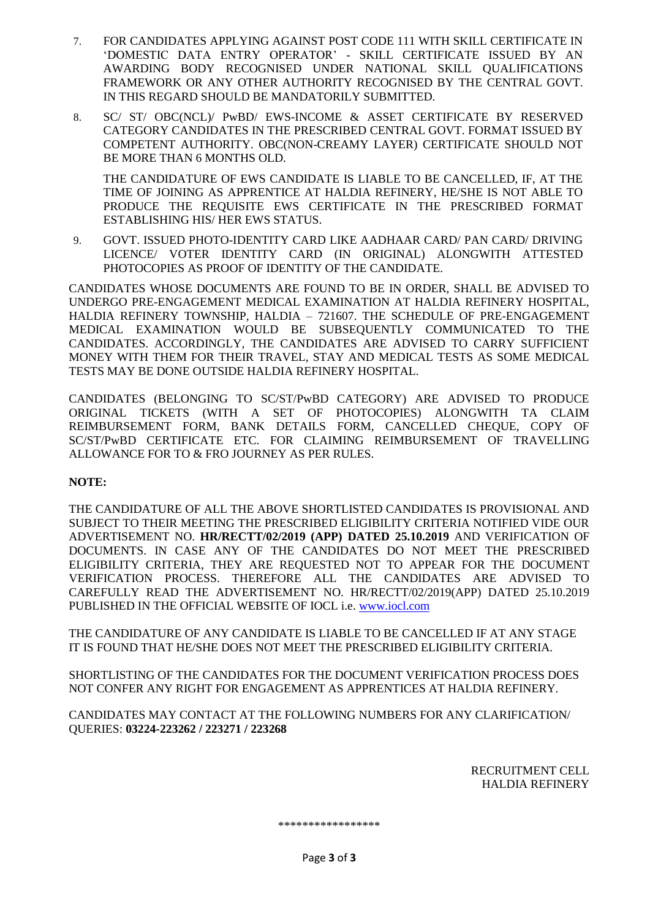7. FOR CANDIDATES APPLYING AGAINST POST CODE 111 WITH SKILL CERTIFICATE IN 'DOMESTIC DATA ENTRY OPERATOR' - SKILL CERTIFICATE ISSUED BY AN AWARDING BODY RECOGNISED UNDER NATIONAL SKILL QUALIFICATIONS FRAMEWORK OR ANY OTHER AUTHORITY RECOGNISED BY THE CENTRAL GOVT. IN THIS REGARD SHOULD BE MANDATORILY SUBMITTED.

8. SC/ ST/ OBC(NCL)/ PwBD/ EWS-INCOME & ASSET CERTIFICATE BY RESERVED CATEGORY CANDIDATES IN THE PRESCRIBED CENTRAL GOVT. FORMAT ISSUED BY COMPETENT AUTHORITY. OBC(NON-CREAMY LAYER) CERTIFICATE SHOULD NOT BE MORE THAN 6 MONTHS OLD.

   THE CANDIDATURE OF EWS CANDIDATE IS LIABLE TO BE CANCELLED, IF, AT THE TIME OF JOINING AS APPRENTICE AT HALDIA REFINERY, HE/SHE IS NOT ABLE TO PRODUCE THE REQUISITE EWS CERTIFICATE IN THE PRESCRIBED FORMAT ESTABLISHING HIS/ HER EWS STATUS.

9. GOVT. ISSUED PHOTO-IDENTITY CARD LIKE AADHAAR CARD/ PAN CARD/ DRIVING LICENCE/ VOTER IDENTITY CARD (IN ORIGINAL) ALONGWITH ATTESTED PHOTOCOPIES AS PROOF OF IDENTITY OF THE CANDIDATE.

CANDIDATES WHOSE DOCUMENTS ARE FOUND TO BE IN ORDER, SHALL BE ADVISED TO UNDERGO PRE-ENGAGEMENT MEDICAL EXAMINATION AT HALDIA REFINERY HOSPITAL, HALDIA REFINERY TOWNSHIP, HALDIA – 721607. THE SCHEDULE OF PRE-ENGAGEMENT MEDICAL EXAMINATION WOULD BE SUBSEQUENTLY COMMUNICATED TO THE CANDIDATES. ACCORDINGLY, THE CANDIDATES ARE ADVISED TO CARRY SUFFICIENT MONEY WITH THEM FOR THEIR TRAVEL, STAY AND MEDICAL TESTS AS SOME MEDICAL TESTS MAY BE DONE OUTSIDE HALDIA REFINERY HOSPITAL.

CANDIDATES (BELONGING TO SC/ST/PwBD CATEGORY) ARE ADVISED TO PRODUCE ORIGINAL TICKETS (WITH A SET OF PHOTOCOPIES) ALONGWITH TA CLAIM REIMBURSEMENT FORM, BANK DETAILS FORM, CANCELLED CHEQUE, COPY OF SC/ST/PwBD CERTIFICATE ETC. FOR CLAIMING REIMBURSEMENT OF TRAVELLING ALLOWANCE FOR TO & FRO JOURNEY AS PER RULES.

**NOTE:**

THE CANDIDATURE OF ALL THE ABOVE SHORTLISTED CANDIDATES IS PROVISIONAL AND SUBJECT TO THEIR MEETING THE PRESCRIBED ELIGIBILITY CRITERIA NOTIFIED VIDE OUR ADVERTISEMENT NO. **HR/RECTT/02/2019 (APP) DATED 25.10.2019** AND VERIFICATION OF DOCUMENTS. IN CASE ANY OF THE CANDIDATES DO NOT MEET THE PRESCRIBED ELIGIBILITY CRITERIA, THEY ARE REQUESTED NOT TO APPEAR FOR THE DOCUMENT VERIFICATION PROCESS. THEREFORE ALL THE CANDIDATES ARE ADVISED TO CAREFULLY READ THE ADVERTISEMENT NO. HR/RECTT/02/2019(APP) DATED 25.10.2019 PUBLISHED IN THE OFFICIAL WEBSITE OF IOCL i.e. www.iocl.com

THE CANDIDATURE OF ANY CANDIDATE IS LIABLE TO BE CANCELLED IF AT ANY STAGE IT IS FOUND THAT HE/SHE DOES NOT MEET THE PRESCRIBED ELIGIBILITY CRITERIA.

SHORTLISTING OF THE CANDIDATES FOR THE DOCUMENT VERIFICATION PROCESS DOES NOT CONFER ANY RIGHT FOR ENGAGEMENT AS APPRENTICES AT HALDIA REFINERY.

CANDIDATES MAY CONTACT AT THE FOLLOWING NUMBERS FOR ANY CLARIFICATION/ QUERIES: **03224-223262 / 223271 / 223268**

RECRUITMENT CELL
HALDIA REFINERY

*****************